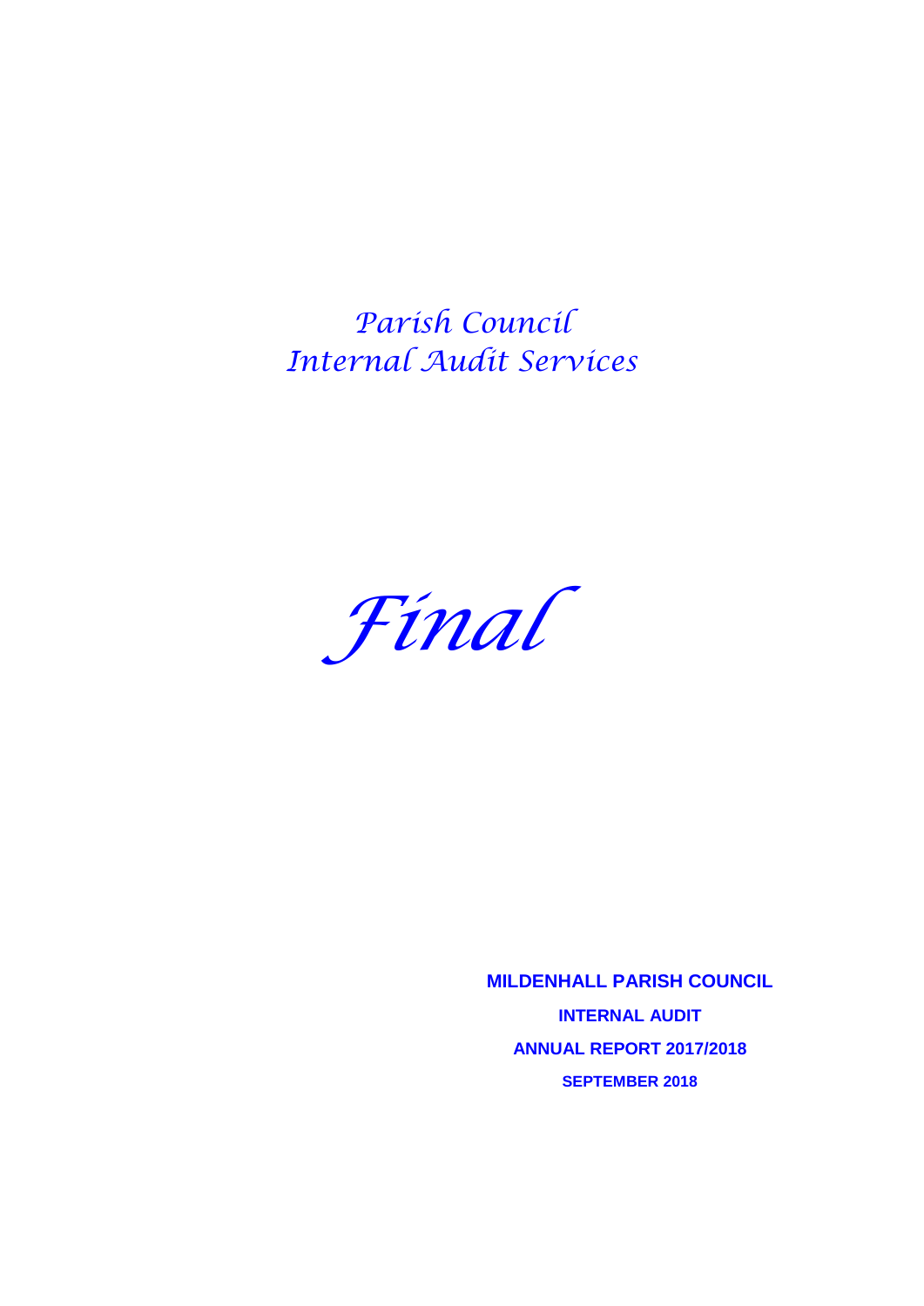*Parish Council*
*Internal Audit Services*

*Final*

**MILDENHALL PARISH COUNCIL**

**INTERNAL AUDIT**

**ANNUAL REPORT 2017/2018**

**SEPTEMBER 2018**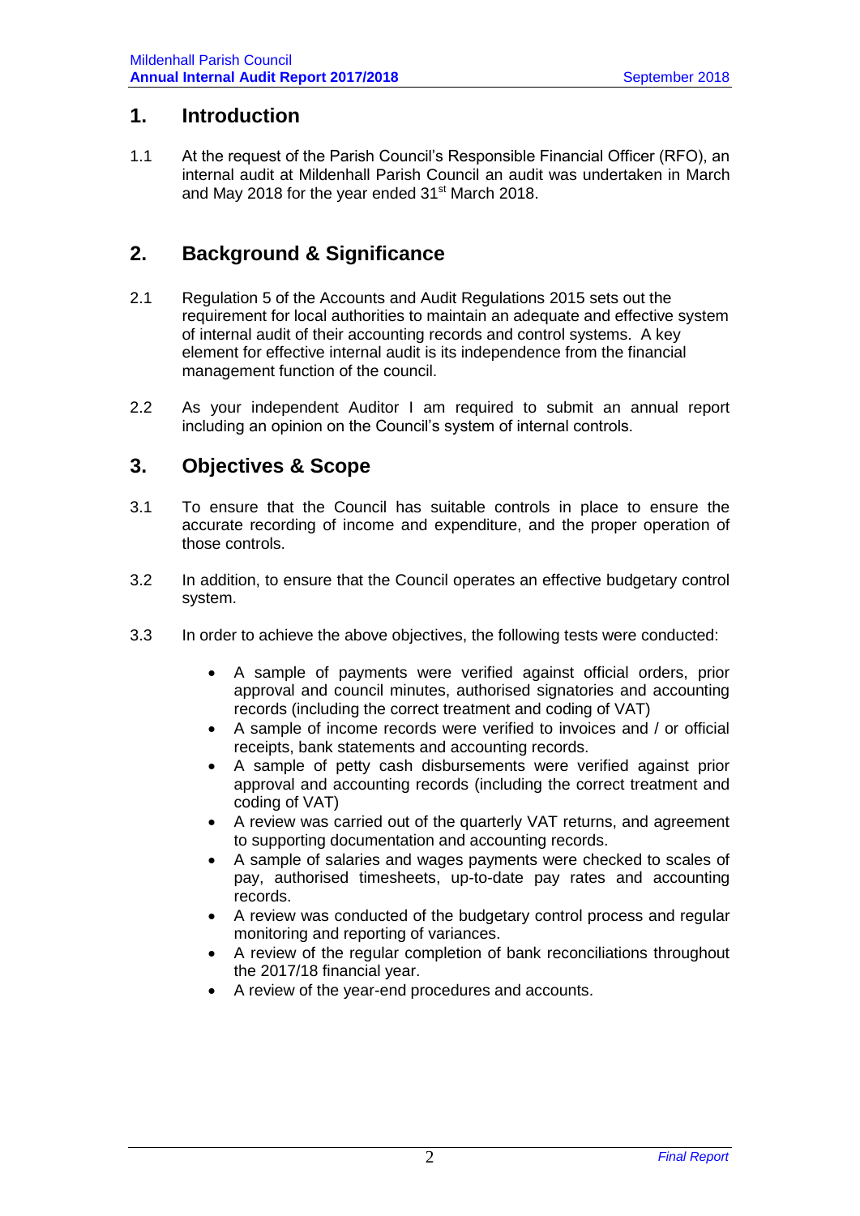## 1. Introduction

1.1 At the request of the Parish Council's Responsible Financial Officer (RFO), an internal audit at Mildenhall Parish Council an audit was undertaken in March and May 2018 for the year ended 31st March 2018.

## 2. Background & Significance

2.1 Regulation 5 of the Accounts and Audit Regulations 2015 sets out the requirement for local authorities to maintain an adequate and effective system of internal audit of their accounting records and control systems. A key element for effective internal audit is its independence from the financial management function of the council.

2.2 As your independent Auditor I am required to submit an annual report including an opinion on the Council's system of internal controls.

## 3. Objectives & Scope

3.1 To ensure that the Council has suitable controls in place to ensure the accurate recording of income and expenditure, and the proper operation of those controls.

3.2 In addition, to ensure that the Council operates an effective budgetary control system.

3.3 In order to achieve the above objectives, the following tests were conducted:

- A sample of payments were verified against official orders, prior approval and council minutes, authorised signatories and accounting records (including the correct treatment and coding of VAT)
- A sample of income records were verified to invoices and / or official receipts, bank statements and accounting records.
- A sample of petty cash disbursements were verified against prior approval and accounting records (including the correct treatment and coding of VAT)
- A review was carried out of the quarterly VAT returns, and agreement to supporting documentation and accounting records.
- A sample of salaries and wages payments were checked to scales of pay, authorised timesheets, up-to-date pay rates and accounting records.
- A review was conducted of the budgetary control process and regular monitoring and reporting of variances.
- A review of the regular completion of bank reconciliations throughout the 2017/18 financial year.
- A review of the year-end procedures and accounts.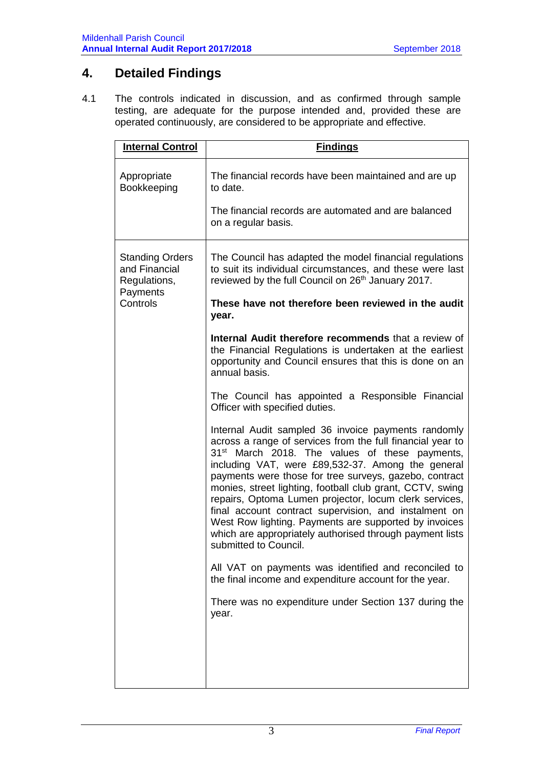## 4. Detailed Findings

4.1 The controls indicated in discussion, and as confirmed through sample testing, are adequate for the purpose intended and, provided these are operated continuously, are considered to be appropriate and effective.

| **Internal Control** | **Findings** |
|---|---|
| Appropriate Bookkeeping | The financial records have been maintained and are up to date.<br><br>The financial records are automated and are balanced on a regular basis. |
| Standing Orders and Financial Regulations, Payments Controls | The Council has adapted the model financial regulations to suit its individual circumstances, and these were last reviewed by the full Council on 26th January 2017.<br><br>**These have not therefore been reviewed in the audit year.**<br><br>**Internal Audit therefore recommends** that a review of the Financial Regulations is undertaken at the earliest opportunity and Council ensures that this is done on an annual basis.<br><br>The Council has appointed a Responsible Financial Officer with specified duties.<br><br>Internal Audit sampled 36 invoice payments randomly across a range of services from the full financial year to 31st March 2018. The values of these payments, including VAT, were £89,532-37. Among the general payments were those for tree surveys, gazebo, contract monies, street lighting, football club grant, CCTV, swing repairs, Optoma Lumen projector, locum clerk services, final account contract supervision, and instalment on West Row lighting. Payments are supported by invoices which are appropriately authorised through payment lists submitted to Council.<br><br>All VAT on payments was identified and reconciled to the final income and expenditure account for the year.<br><br>There was no expenditure under Section 137 during the year. |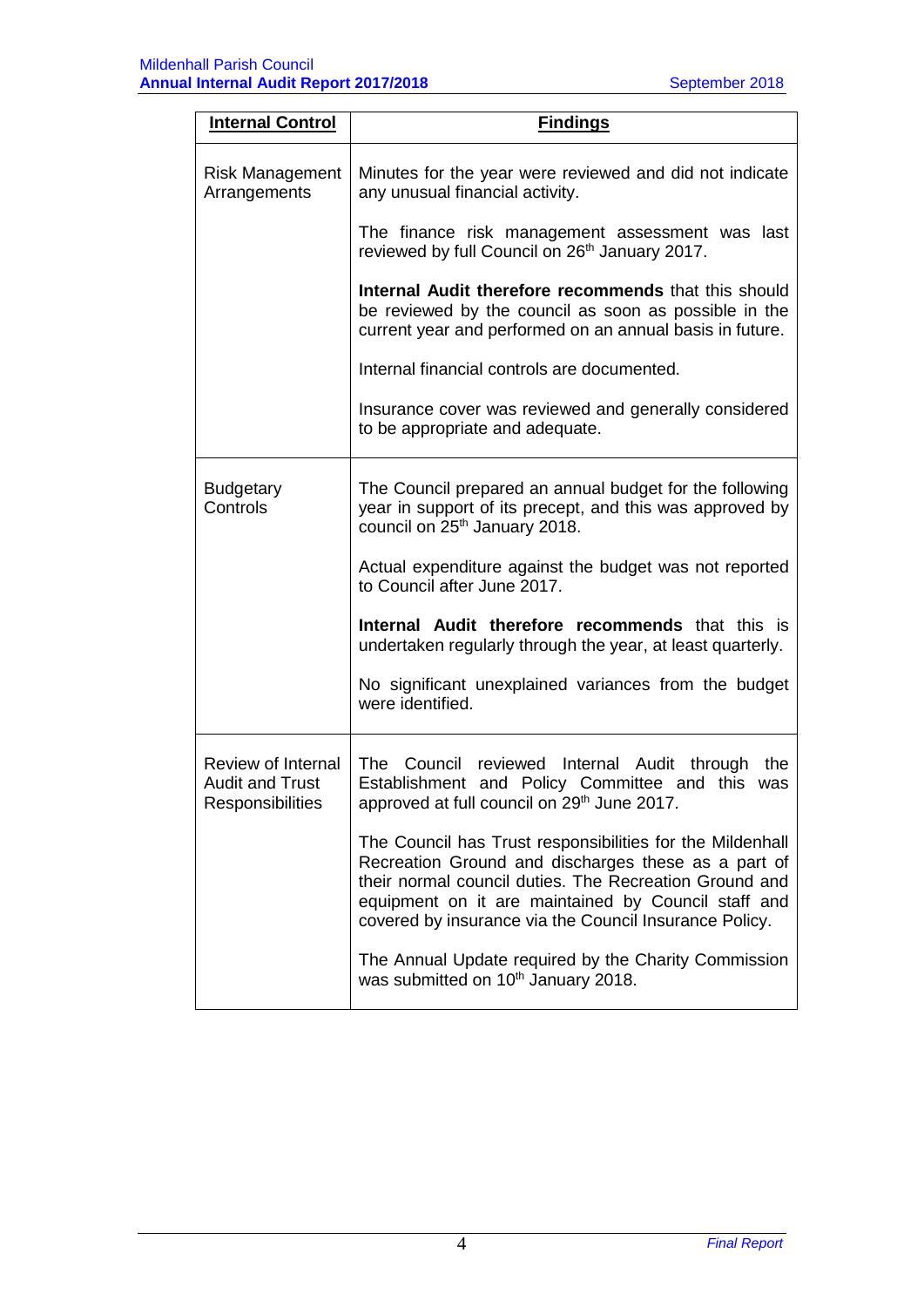| Internal Control | Findings |
|---|---|
| Risk Management Arrangements | Minutes for the year were reviewed and did not indicate any unusual financial activity.<br><br>The finance risk management assessment was last reviewed by full Council on 26th January 2017.<br><br>**Internal Audit therefore recommends** that this should be reviewed by the council as soon as possible in the current year and performed on an annual basis in future.<br><br>Internal financial controls are documented.<br><br>Insurance cover was reviewed and generally considered to be appropriate and adequate. |
| Budgetary Controls | The Council prepared an annual budget for the following year in support of its precept, and this was approved by council on 25th January 2018.<br><br>Actual expenditure against the budget was not reported to Council after June 2017.<br><br>**Internal Audit therefore recommends** that this is undertaken regularly through the year, at least quarterly.<br><br>No significant unexplained variances from the budget were identified. |
| Review of Internal Audit and Trust Responsibilities | The Council reviewed Internal Audit through the Establishment and Policy Committee and this was approved at full council on 29th June 2017.<br><br>The Council has Trust responsibilities for the Mildenhall Recreation Ground and discharges these as a part of their normal council duties. The Recreation Ground and equipment on it are maintained by Council staff and covered by insurance via the Council Insurance Policy.<br><br>The Annual Update required by the Charity Commission was submitted on 10th January 2018. |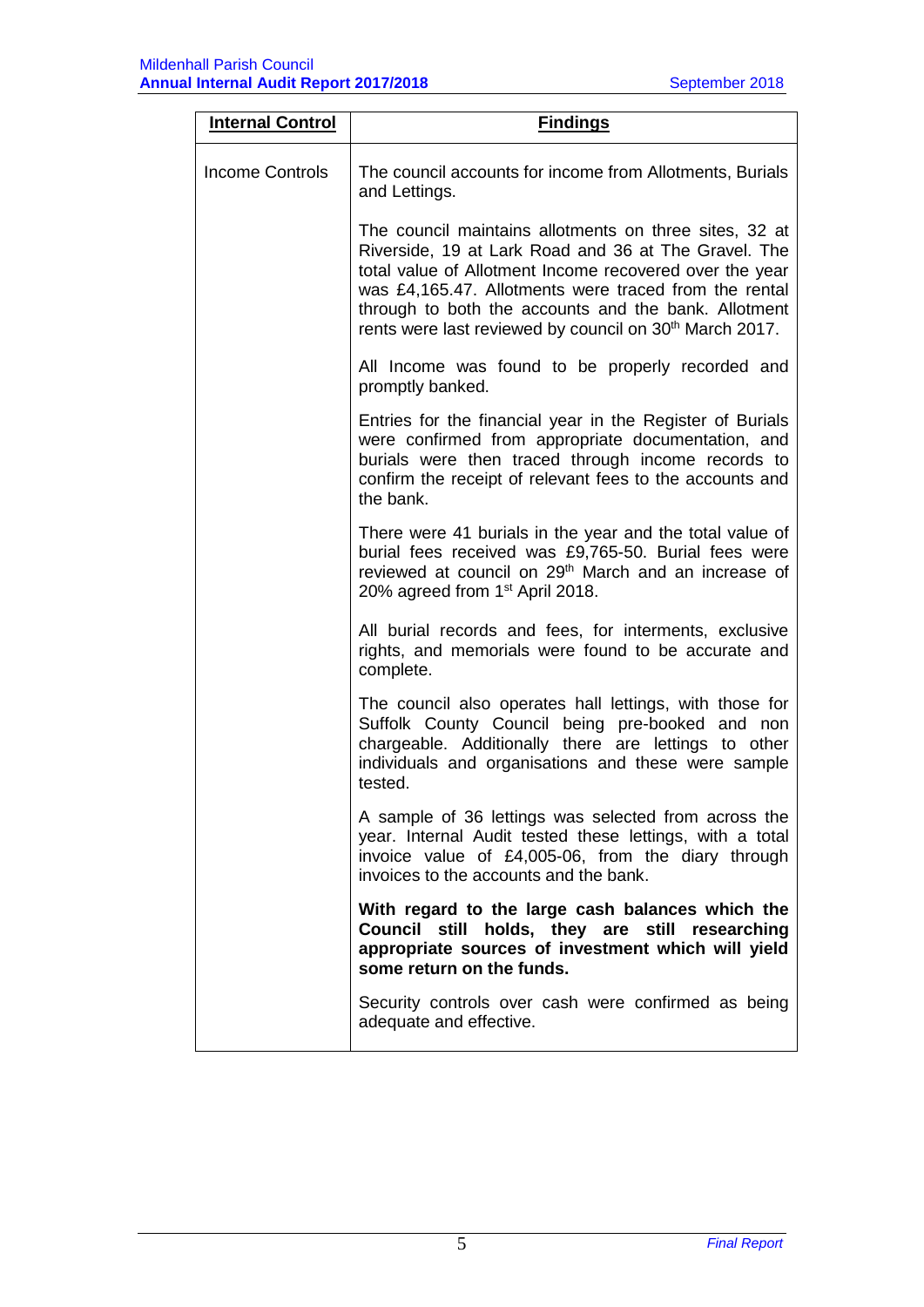| Internal Control | Findings |
|---|---|
| Income Controls | The council accounts for income from Allotments, Burials and Lettings.<br><br>The council maintains allotments on three sites, 32 at Riverside, 19 at Lark Road and 36 at The Gravel. The total value of Allotment Income recovered over the year was £4,165.47. Allotments were traced from the rental through to both the accounts and the bank. Allotment rents were last reviewed by council on 30th March 2017.<br><br>All Income was found to be properly recorded and promptly banked.<br><br>Entries for the financial year in the Register of Burials were confirmed from appropriate documentation, and burials were then traced through income records to confirm the receipt of relevant fees to the accounts and the bank.<br><br>There were 41 burials in the year and the total value of burial fees received was £9,765-50. Burial fees were reviewed at council on 29th March and an increase of 20% agreed from 1st April 2018.<br><br>All burial records and fees, for interments, exclusive rights, and memorials were found to be accurate and complete.<br><br>The council also operates hall lettings, with those for Suffolk County Council being pre-booked and non chargeable. Additionally there are lettings to other individuals and organisations and these were sample tested.<br><br>A sample of 36 lettings was selected from across the year. Internal Audit tested these lettings, with a total invoice value of £4,005-06, from the diary through invoices to the accounts and the bank.<br><br>**With regard to the large cash balances which the Council still holds, they are still researching appropriate sources of investment which will yield some return on the funds.**<br><br>Security controls over cash were confirmed as being adequate and effective. |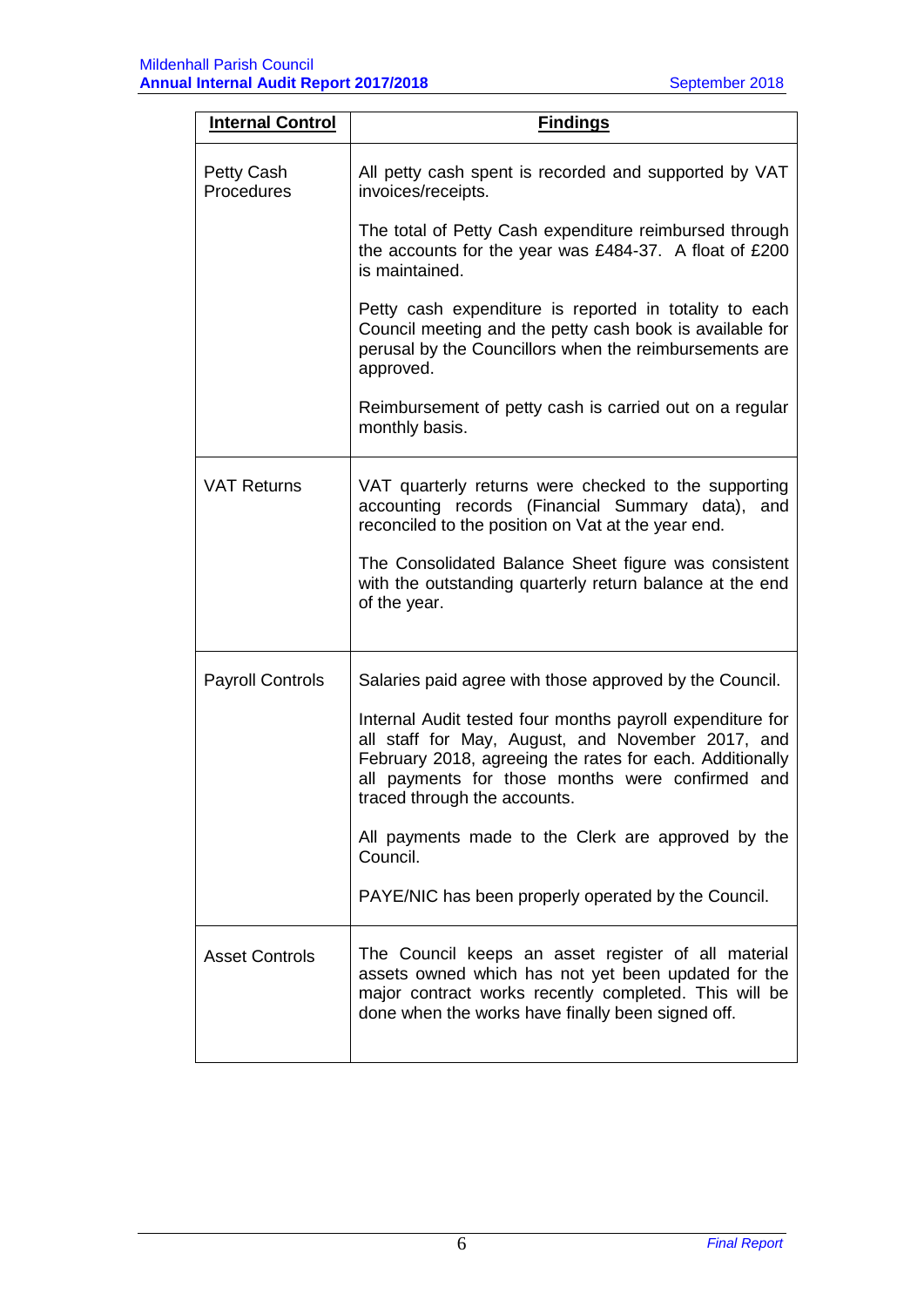| **Internal Control** | **Findings** |
|---|---|
| Petty Cash Procedures | All petty cash spent is recorded and supported by VAT invoices/receipts.<br><br>The total of Petty Cash expenditure reimbursed through the accounts for the year was £484-37. A float of £200 is maintained.<br><br>Petty cash expenditure is reported in totality to each Council meeting and the petty cash book is available for perusal by the Councillors when the reimbursements are approved.<br><br>Reimbursement of petty cash is carried out on a regular monthly basis. |
| VAT Returns | VAT quarterly returns were checked to the supporting accounting records (Financial Summary data), and reconciled to the position on Vat at the year end.<br><br>The Consolidated Balance Sheet figure was consistent with the outstanding quarterly return balance at the end of the year. |
| Payroll Controls | Salaries paid agree with those approved by the Council.<br><br>Internal Audit tested four months payroll expenditure for all staff for May, August, and November 2017, and February 2018, agreeing the rates for each. Additionally all payments for those months were confirmed and traced through the accounts.<br><br>All payments made to the Clerk are approved by the Council.<br><br>PAYE/NIC has been properly operated by the Council. |
| Asset Controls | The Council keeps an asset register of all material assets owned which has not yet been updated for the major contract works recently completed. This will be done when the works have finally been signed off. |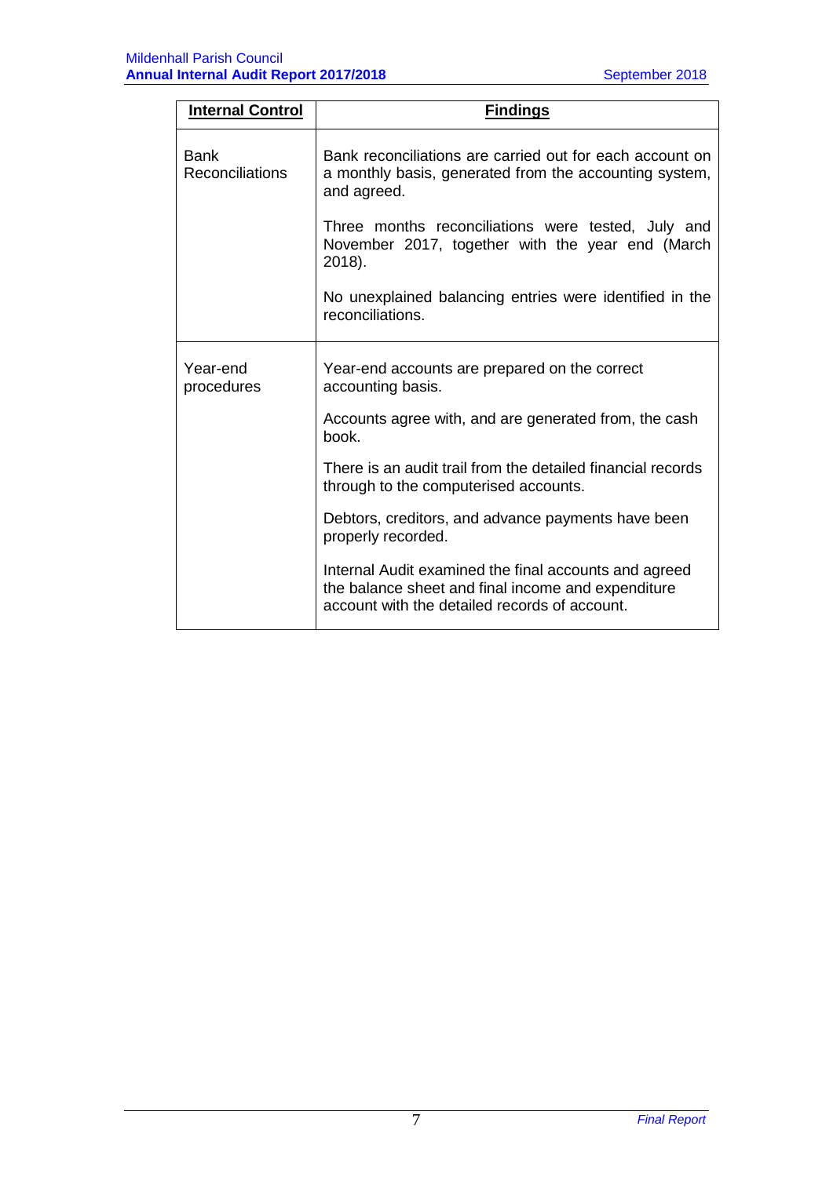| Internal Control | Findings |
|---|---|
| Bank Reconciliations | Bank reconciliations are carried out for each account on a monthly basis, generated from the accounting system, and agreed.<br><br>Three months reconciliations were tested, July and November 2017, together with the year end (March 2018).<br><br>No unexplained balancing entries were identified in the reconciliations. |
| Year-end procedures | Year-end accounts are prepared on the correct accounting basis.<br><br>Accounts agree with, and are generated from, the cash book.<br><br>There is an audit trail from the detailed financial records through to the computerised accounts.<br><br>Debtors, creditors, and advance payments have been properly recorded.<br><br>Internal Audit examined the final accounts and agreed the balance sheet and final income and expenditure account with the detailed records of account. |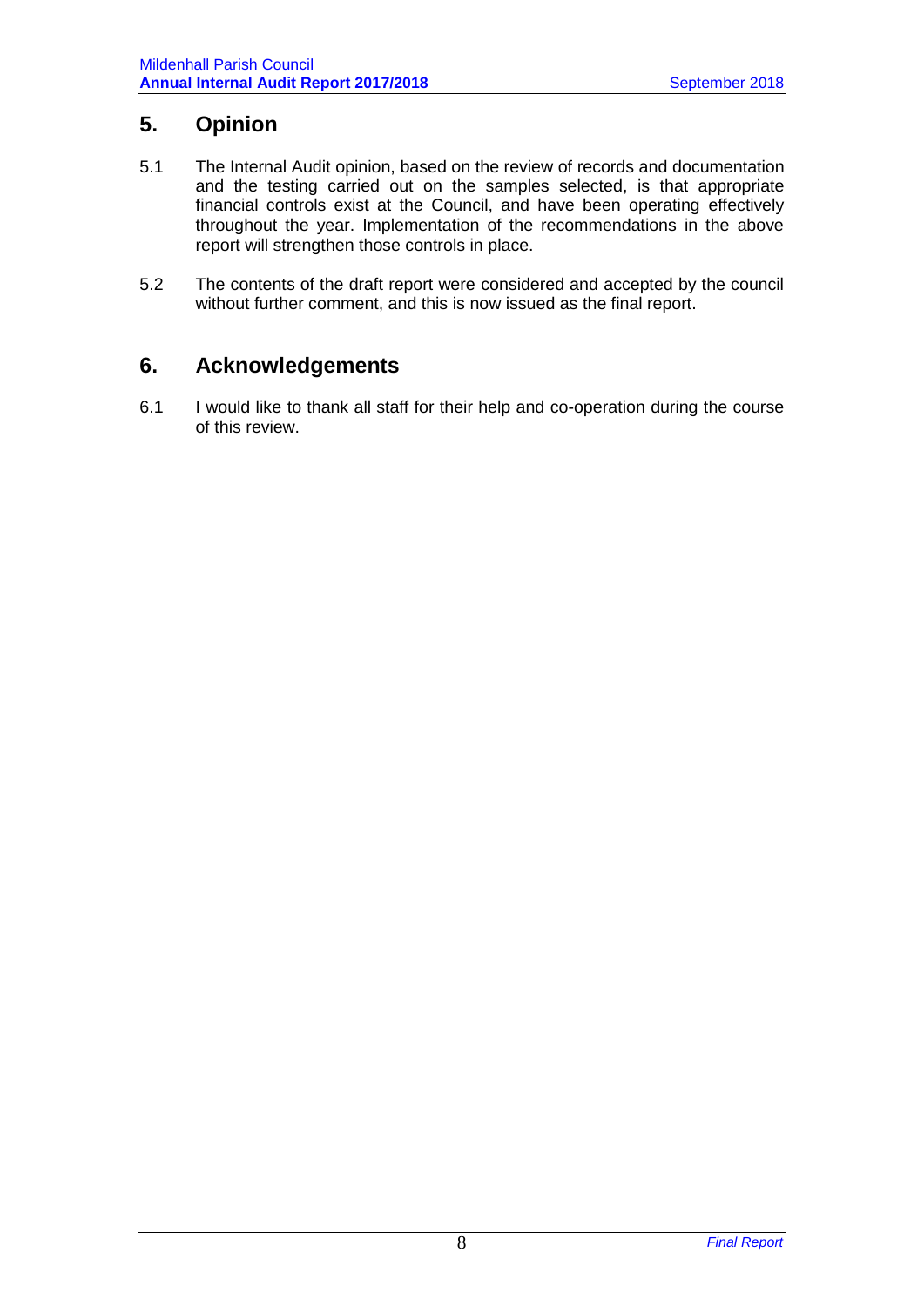## 5. Opinion

5.1 The Internal Audit opinion, based on the review of records and documentation and the testing carried out on the samples selected, is that appropriate financial controls exist at the Council, and have been operating effectively throughout the year. Implementation of the recommendations in the above report will strengthen those controls in place.

5.2 The contents of the draft report were considered and accepted by the council without further comment, and this is now issued as the final report.

## 6. Acknowledgements

6.1 I would like to thank all staff for their help and co-operation during the course of this review.